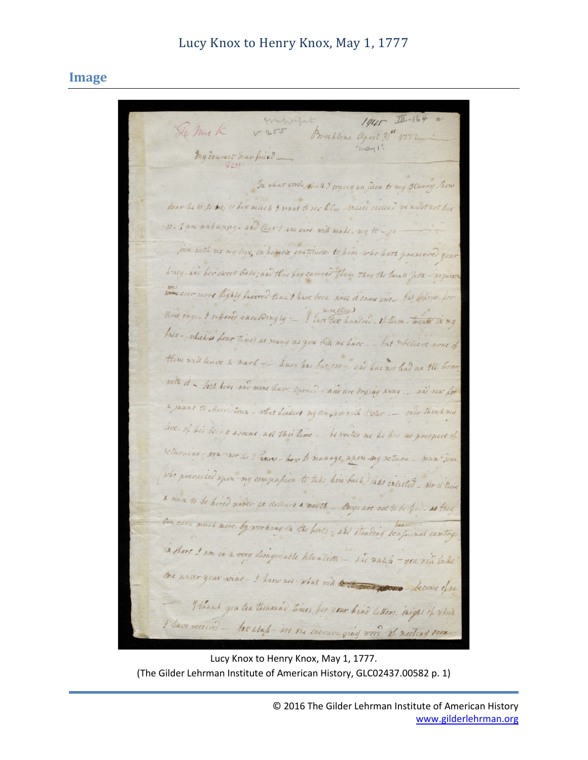# Lucy Knox to Henry Knox, May 1, 1777

## Image

To Mrs K  unimportant  v 255  1945 III-164 a

Brookline April 31st 1777
May 1st

My dearest dear friend —
(663)

In what words shall I convey an idea to my Harry how dear he is to me — or how much I want to see him — indeed indeed we must not live so — I am unhappy. and that I am sure will make my H — so —

join with me my love, in humble gratitude to him who hath preserved your Lucy. and her sweet babe; and thus far carried them thro the Small Pox — no person was ever more highly favored than I have been since it came out — but before for three days — I suffered exceedingly — I have two hundred (more than) of them — twenty in my face — which is four times as many as you told me I'd have — but I believe none of them will leave a mark — Lucy has but one — and has not had an ill hour with it — both hers and mine have turned — and are drying away — and now for a jaunt to Morristown — what hinders my coming with Peter — only think my love — of his being absent all this time — he writes me he has no prospect of returning — nor nor do I know — how to manage upon my return — man (some who prevailed upon my compassion to take him back) has enlisted — nor is there a man to be hired under 10 dollars a month — Boys are not to be had — as they can earn much more by working in the forts — and standing (town) occasional centry — in short I am in a very disagreeable situation — and unless — you will take me under your wing — I know not what will ~~[illegible]~~ become of me —

I thank you ten thousand times for your kind letters, eight of which I have received — but alas — not one encouraging word of meeting soon —

Lucy Knox to Henry Knox, May 1, 1777.
(The Gilder Lehrman Institute of American History, GLC02437.00582 p. 1)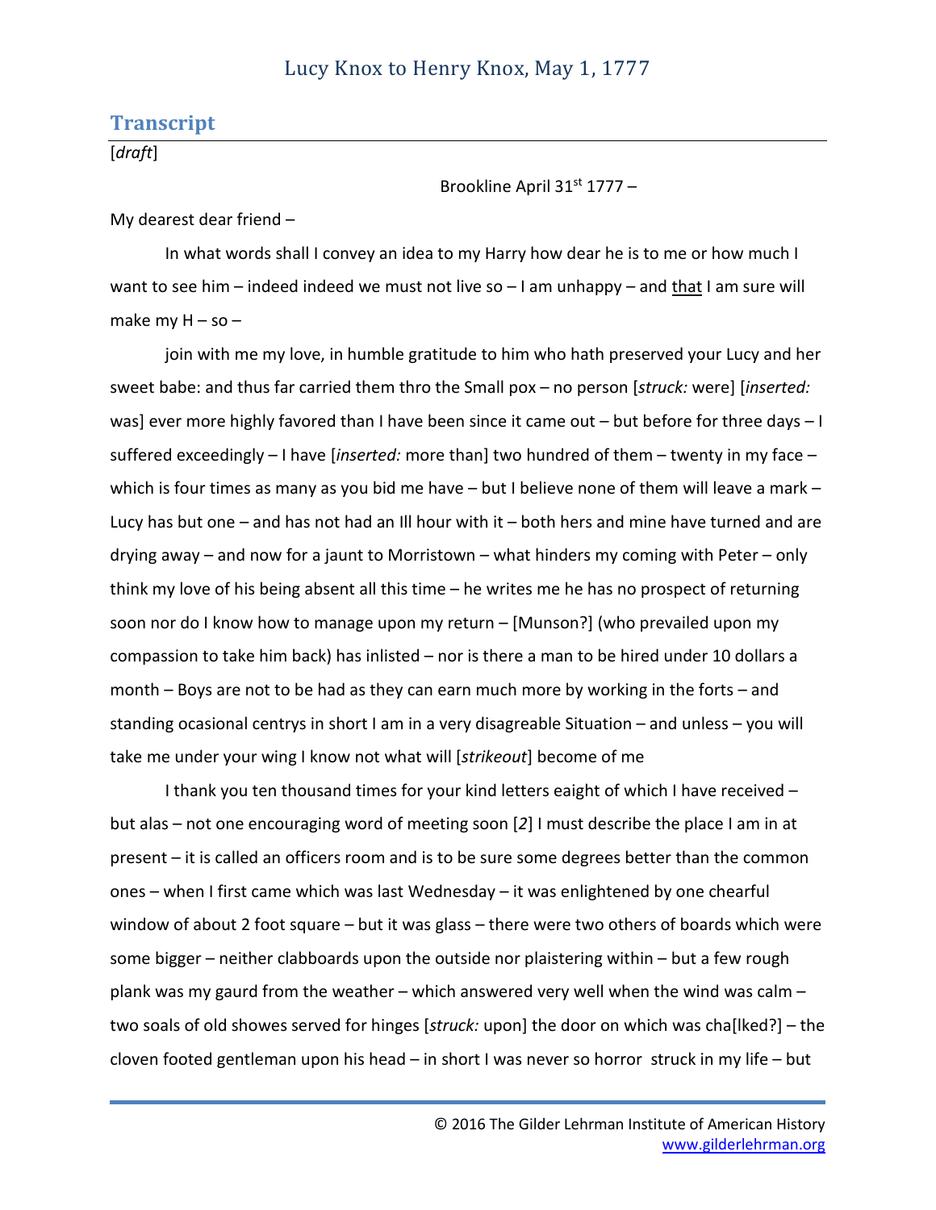# Lucy Knox to Henry Knox, May 1, 1777

## Transcript

[*draft*]

Brookline April 31st 1777 –

My dearest dear friend –

In what words shall I convey an idea to my Harry how dear he is to me or how much I want to see him – indeed indeed we must not live so – I am unhappy – and that I am sure will make my H – so –

join with me my love, in humble gratitude to him who hath preserved your Lucy and her sweet babe: and thus far carried them thro the Small pox – no person [*struck:* were] [*inserted:* was] ever more highly favored than I have been since it came out – but before for three days – I suffered exceedingly – I have [*inserted:* more than] two hundred of them – twenty in my face – which is four times as many as you bid me have – but I believe none of them will leave a mark – Lucy has but one – and has not had an Ill hour with it – both hers and mine have turned and are drying away – and now for a jaunt to Morristown – what hinders my coming with Peter – only think my love of his being absent all this time – he writes me he has no prospect of returning soon nor do I know how to manage upon my return – [Munson?] (who prevailed upon my compassion to take him back) has inlisted – nor is there a man to be hired under 10 dollars a month – Boys are not to be had as they can earn much more by working in the forts – and standing ocasional centrys in short I am in a very disagreable Situation – and unless – you will take me under your wing I know not what will [*strikeout*] become of me

I thank you ten thousand times for your kind letters eaight of which I have received – but alas – not one encouraging word of meeting soon [*2*] I must describe the place I am in at present – it is called an officers room and is to be sure some degrees better than the common ones – when I first came which was last Wednesday – it was enlightened by one chearful window of about 2 foot square – but it was glass – there were two others of boards which were some bigger – neither clabboards upon the outside nor plaistering within – but a few rough plank was my gaurd from the weather – which answered very well when the wind was calm – two soals of old showes served for hinges [*struck:* upon] the door on which was cha[lked?] – the cloven footed gentleman upon his head – in short I was never so horror struck in my life – but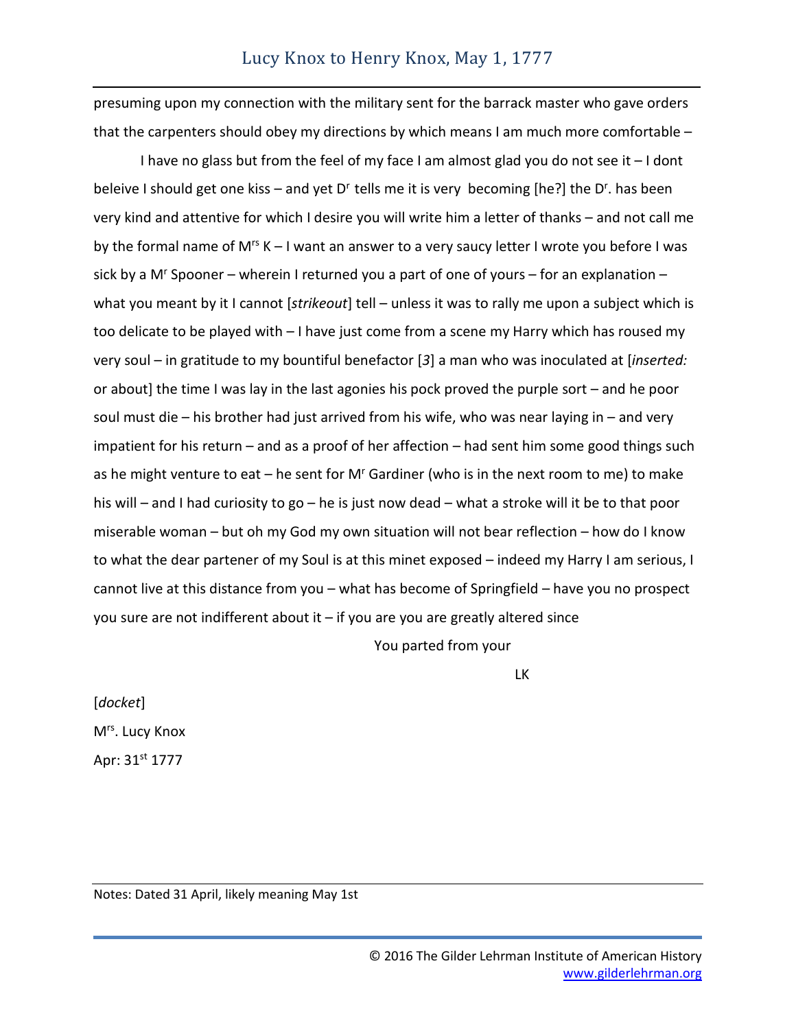presuming upon my connection with the military sent for the barrack master who gave orders that the carpenters should obey my directions by which means I am much more comfortable –

I have no glass but from the feel of my face I am almost glad you do not see it – I dont beleive I should get one kiss – and yet D$^{r}$ tells me it is very becoming [he?] the D$^{r}$. has been very kind and attentive for which I desire you will write him a letter of thanks – and not call me by the formal name of M$^{rs}$ K – I want an answer to a very saucy letter I wrote you before I was sick by a M$^{r}$ Spooner – wherein I returned you a part of one of yours – for an explanation – what you meant by it I cannot [*strikeout*] tell – unless it was to rally me upon a subject which is too delicate to be played with – I have just come from a scene my Harry which has roused my very soul – in gratitude to my bountiful benefactor [*3*] a man who was inoculated at [*inserted:* or about] the time I was lay in the last agonies his pock proved the purple sort – and he poor soul must die – his brother had just arrived from his wife, who was near laying in – and very impatient for his return – and as a proof of her affection – had sent him some good things such as he might venture to eat – he sent for M$^{r}$ Gardiner (who is in the next room to me) to make his will – and I had curiosity to go – he is just now dead – what a stroke will it be to that poor miserable woman – but oh my God my own situation will not bear reflection – how do I know to what the dear partener of my Soul is at this minet exposed – indeed my Harry I am serious, I cannot live at this distance from you – what has become of Springfield – have you no prospect you sure are not indifferent about it – if you are you are greatly altered since

You parted from your

LK

[*docket*]

M$^{rs}$. Lucy Knox

Apr: 31$^{st}$ 1777

Notes: Dated 31 April, likely meaning May 1st